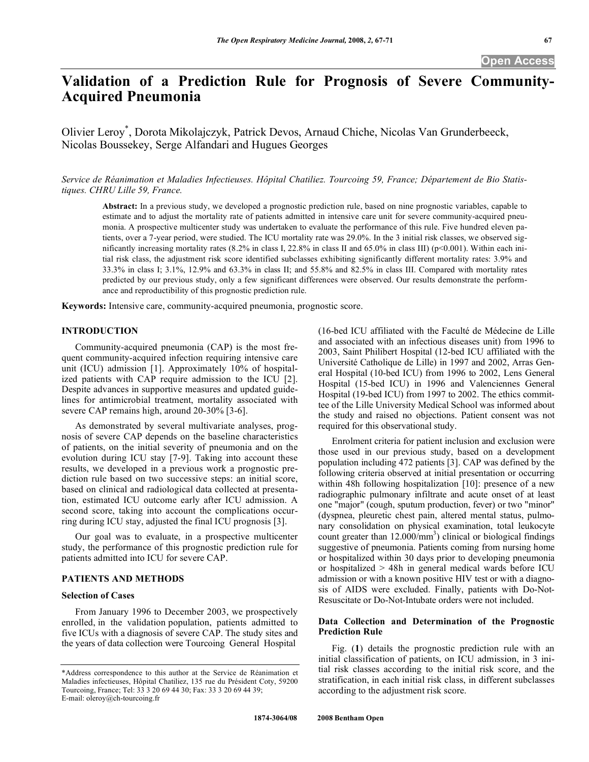# Validation of a Prediction Rule for Prognosis of Severe Community-Acquired Pneumonia

Olivier Leroy*, Dorota Mikolajczyk, Patrick Devos, Arnaud Chiche, Nicolas Van Grunderbeeck, Nicolas Boussekey, Serge Alfandari and Hugues Georges

*Service de Réanimation et Maladies Infectieuses. Hôpital Chatiliez. Tourcoing 59, France; Département de Bio Statistiques. CHRU Lille 59, France.*

**Abstract:** In a previous study, we developed a prognostic prediction rule, based on nine prognostic variables, capable to estimate and to adjust the mortality rate of patients admitted in intensive care unit for severe community-acquired pneumonia. A prospective multicenter study was undertaken to evaluate the performance of this rule. Five hundred eleven patients, over a 7-year period, were studied. The ICU mortality rate was 29.0%. In the 3 initial risk classes, we observed significantly increasing mortality rates (8.2% in class I, 22.8% in class II and 65.0% in class III) ($p<0.001$). Within each initial risk class, the adjustment risk score identified subclasses exhibiting significantly different mortality rates: 3.9% and 33.3% in class I; 3.1%, 12.9% and 63.3% in class II; and 55.8% and 82.5% in class III. Compared with mortality rates predicted by our previous study, only a few significant differences were observed. Our results demonstrate the performance and reproductibility of this prognostic prediction rule.

**Keywords:** Intensive care, community-acquired pneumonia, prognostic score.

## INTRODUCTION

Community-acquired pneumonia (CAP) is the most frequent community-acquired infection requiring intensive care unit (ICU) admission [1]. Approximately 10% of hospitalized patients with CAP require admission to the ICU [2]. Despite advances in supportive measures and updated guidelines for antimicrobial treatment, mortality associated with severe CAP remains high, around 20-30% [3-6].

As demonstrated by several multivariate analyses, prognosis of severe CAP depends on the baseline characteristics of patients, on the initial severity of pneumonia and on the evolution during ICU stay [7-9]. Taking into account these results, we developed in a previous work a prognostic prediction rule based on two successive steps: an initial score, based on clinical and radiological data collected at presentation, estimated ICU outcome early after ICU admission. A second score, taking into account the complications occurring during ICU stay, adjusted the final ICU prognosis [3].

Our goal was to evaluate, in a prospective multicenter study, the performance of this prognostic prediction rule for patients admitted into ICU for severe CAP.

## PATIENTS AND METHODS

### Selection of Cases

From January 1996 to December 2003, we prospectively enrolled, in the validation population, patients admitted to five ICUs with a diagnosis of severe CAP. The study sites and the years of data collection were Tourcoing General Hospital (16-bed ICU affiliated with the Faculté de Médecine de Lille and associated with an infectious diseases unit) from 1996 to 2003, Saint Philibert Hospital (12-bed ICU affiliated with the Université Catholique de Lille) in 1997 and 2002, Arras General Hospital (10-bed ICU) from 1996 to 2002, Lens General Hospital (15-bed ICU) in 1996 and Valenciennes General Hospital (19-bed ICU) from 1997 to 2002. The ethics committee of the Lille University Medical School was informed about the study and raised no objections. Patient consent was not required for this observational study.

Enrolment criteria for patient inclusion and exclusion were those used in our previous study, based on a development population including 472 patients [3]. CAP was defined by the following criteria observed at initial presentation or occurring within 48h following hospitalization [10]: presence of a new radiographic pulmonary infiltrate and acute onset of at least one "major" (cough, sputum production, fever) or two "minor" (dyspnea, pleuretic chest pain, altered mental status, pulmonary consolidation on physical examination, total leukocyte count greater than 12.000/mm$^3$) clinical or biological findings suggestive of pneumonia. Patients coming from nursing home or hospitalized within 30 days prior to developing pneumonia or hospitalized > 48h in general medical wards before ICU admission or with a known positive HIV test or with a diagnosis of AIDS were excluded. Finally, patients with Do-Not-Resuscitate or Do-Not-Intubate orders were not included.

### Data Collection and Determination of the Prognostic Prediction Rule

Fig. (**1**) details the prognostic prediction rule with an initial classification of patients, on ICU admission, in 3 initial risk classes according to the initial risk score, and the stratification, in each initial risk class, in different subclasses according to the adjustment risk score.

*Address correspondence to this author at the Service de Réanimation et Maladies infectieuses, Hôpital Chatiliez, 135 rue du Président Coty, 59200 Tourcoing, France; Tel: 33 3 20 69 44 30; Fax: 33 3 20 69 44 39; E-mail: oleroy@ch-tourcoing.fr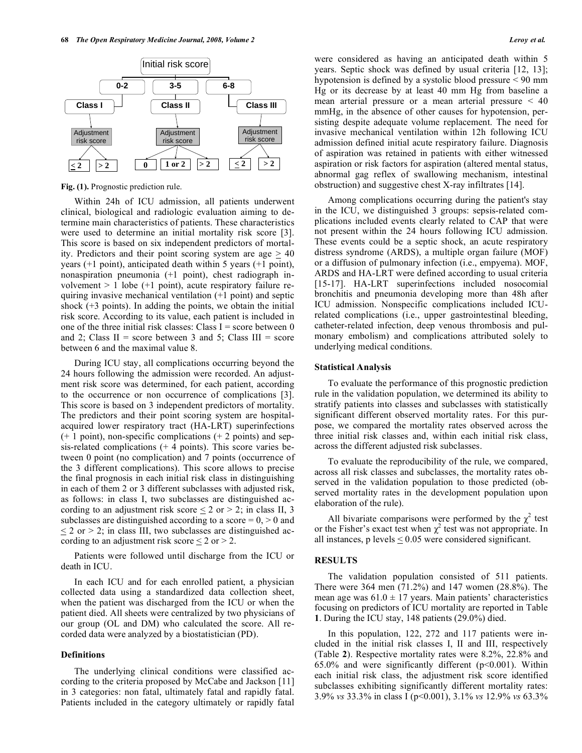Initial risk score

| | 0-2 | 3-5 | 6-8 |
|---|---|---|---|
| | Class I | Class II | Class III |
| | Adjustment risk score | Adjustment risk score | Adjustment risk score |
| | ≤ 2 / > 2 | 0 / 1 or 2 / > 2 | ≤ 2 / > 2 |

**Fig. (1).** Prognostic prediction rule.

Within 24h of ICU admission, all patients underwent clinical, biological and radiologic evaluation aiming to determine main characteristics of patients. These characteristics were used to determine an initial mortality risk score [3]. This score is based on six independent predictors of mortality. Predictors and their point scoring system are age ≥ 40 years (+1 point), anticipated death within 5 years (+1 point), nonaspiration pneumonia (+1 point), chest radiograph involvement > 1 lobe (+1 point), acute respiratory failure requiring invasive mechanical ventilation (+1 point) and septic shock (+3 points). In adding the points, we obtain the initial risk score. According to its value, each patient is included in one of the three initial risk classes: Class I = score between 0 and 2; Class II = score between 3 and 5; Class III = score between 6 and the maximal value 8.

During ICU stay, all complications occurring beyond the 24 hours following the admission were recorded. An adjustment risk score was determined, for each patient, according to the occurrence or non occurrence of complications [3]. This score is based on 3 independent predictors of mortality. The predictors and their point scoring system are hospital-acquired lower respiratory tract (HA-LRT) superinfections (+ 1 point), non-specific complications (+ 2 points) and sepsis-related complications (+ 4 points). This score varies between 0 point (no complication) and 7 points (occurrence of the 3 different complications). This score allows to precise the final prognosis in each initial risk class in distinguishing in each of them 2 or 3 different subclasses with adjusted risk, as follows: in class I, two subclasses are distinguished according to an adjustment risk score ≤ 2 or > 2; in class II, 3 subclasses are distinguished according to a score = 0, > 0 and ≤ 2 or > 2; in class III, two subclasses are distinguished according to an adjustment risk score ≤ 2 or > 2.

Patients were followed until discharge from the ICU or death in ICU.

In each ICU and for each enrolled patient, a physician collected data using a standardized data collection sheet, when the patient was discharged from the ICU or when the patient died. All sheets were centralized by two physicians of our group (OL and DM) who calculated the score. All recorded data were analyzed by a biostatistician (PD).

### Definitions

The underlying clinical conditions were classified according to the criteria proposed by McCabe and Jackson [11] in 3 categories: non fatal, ultimately fatal and rapidly fatal. Patients included in the category ultimately or rapidly fatal were considered as having an anticipated death within 5 years. Septic shock was defined by usual criteria [12, 13]; hypotension is defined by a systolic blood pressure < 90 mm Hg or its decrease by at least 40 mm Hg from baseline a mean arterial pressure or a mean arterial pressure < 40 mmHg, in the absence of other causes for hypotension, persisting despite adequate volume replacement. The need for invasive mechanical ventilation within 12h following ICU admission defined initial acute respiratory failure. Diagnosis of aspiration was retained in patients with either witnessed aspiration or risk factors for aspiration (altered mental status, abnormal gag reflex of swallowing mechanism, intestinal obstruction) and suggestive chest X-ray infiltrates [14].

Among complications occurring during the patient's stay in the ICU, we distinguished 3 groups: sepsis-related complications included events clearly related to CAP that were not present within the 24 hours following ICU admission. These events could be a septic shock, an acute respiratory distress syndrome (ARDS), a multiple organ failure (MOF) or a diffusion of pulmonary infection (i.e., empyema). MOF, ARDS and HA-LRT were defined according to usual criteria [15-17]. HA-LRT superinfections included nosocomial bronchitis and pneumonia developing more than 48h after ICU admission. Nonspecific complications included ICU-related complications (i.e., upper gastrointestinal bleeding, catheter-related infection, deep venous thrombosis and pulmonary embolism) and complications attributed solely to underlying medical conditions.

### Statistical Analysis

To evaluate the performance of this prognostic prediction rule in the validation population, we determined its ability to stratify patients into classes and subclasses with statistically significant different observed mortality rates. For this purpose, we compared the mortality rates observed across the three initial risk classes and, within each initial risk class, across the different adjusted risk subclasses.

To evaluate the reproducibility of the rule, we compared, across all risk classes and subclasses, the mortality rates observed in the validation population to those predicted (observed mortality rates in the development population upon elaboration of the rule).

All bivariate comparisons were performed by the $\chi^2$ test or the Fisher's exact test when $\chi^2$ test was not appropriate. In all instances, p levels ≤ 0.05 were considered significant.

## RESULTS

The validation population consisted of 511 patients. There were 364 men (71.2%) and 147 women (28.8%). The mean age was 61.0 ± 17 years. Main patients' characteristics focusing on predictors of ICU mortality are reported in Table **1**. During the ICU stay, 148 patients (29.0%) died.

In this population, 122, 272 and 117 patients were included in the initial risk classes I, II and III, respectively (Table **2**). Respective mortality rates were 8.2%, 22.8% and 65.0% and were significantly different (p<0.001). Within each initial risk class, the adjustment risk score identified subclasses exhibiting significantly different mortality rates: 3.9% *vs* 33.3% in class I (p<0.001), 3.1% *vs* 12.9% *vs* 63.3%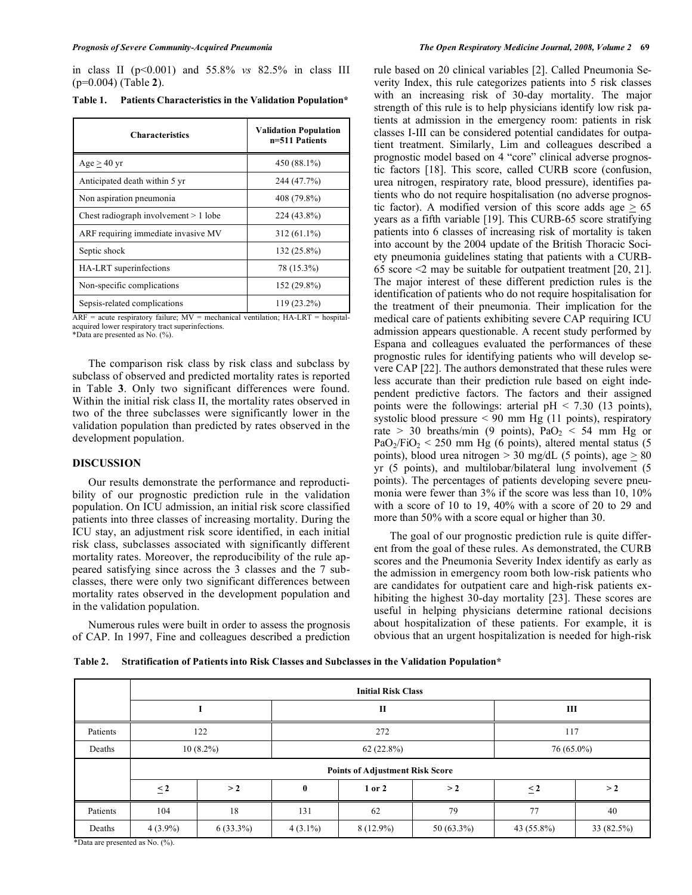in class II (p<0.001) and 55.8% *vs* 82.5% in class III (p=0.004) (Table **2**).

**Table 1. Patients Characteristics in the Validation Population***

| Characteristics | Validation Population n=511 Patients |
|---|---|
| Age ≥ 40 yr | 450 (88.1%) |
| Anticipated death within 5 yr | 244 (47.7%) |
| Non aspiration pneumonia | 408 (79.8%) |
| Chest radiograph involvement > 1 lobe | 224 (43.8%) |
| ARF requiring immediate invasive MV | 312 (61.1%) |
| Septic shock | 132 (25.8%) |
| HA-LRT superinfections | 78 (15.3%) |
| Non-specific complications | 152 (29.8%) |
| Sepsis-related complications | 119 (23.2%) |

ARF = acute respiratory failure; MV = mechanical ventilation; HA-LRT = hospital-acquired lower respiratory tract superinfections.
*Data are presented as No. (%).

The comparison risk class by risk class and subclass by subclass of observed and predicted mortality rates is reported in Table **3**. Only two significant differences were found. Within the initial risk class II, the mortality rates observed in two of the three subclasses were significantly lower in the validation population than predicted by rates observed in the development population.

## DISCUSSION

Our results demonstrate the performance and reproductibility of our prognostic prediction rule in the validation population. On ICU admission, an initial risk score classified patients into three classes of increasing mortality. During the ICU stay, an adjustment risk score identified, in each initial risk class, subclasses associated with significantly different mortality rates. Moreover, the reproducibility of the rule appeared satisfying since across the 3 classes and the 7 subclasses, there were only two significant differences between mortality rates observed in the development population and in the validation population.

Numerous rules were built in order to assess the prognosis of CAP. In 1997, Fine and colleagues described a prediction rule based on 20 clinical variables [2]. Called Pneumonia Severity Index, this rule categorizes patients into 5 risk classes with an increasing risk of 30-day mortality. The major strength of this rule is to help physicians identify low risk patients at admission in the emergency room: patients in risk classes I-III can be considered potential candidates for outpatient treatment. Similarly, Lim and colleagues described a prognostic model based on 4 "core" clinical adverse prognostic factors [18]. This score, called CURB score (confusion, urea nitrogen, respiratory rate, blood pressure), identifies patients who do not require hospitalisation (no adverse prognostic factor). A modified version of this score adds age ≥ 65 years as a fifth variable [19]. This CURB-65 score stratifying patients into 6 classes of increasing risk of mortality is taken into account by the 2004 update of the British Thoracic Society pneumonia guidelines stating that patients with a CURB-65 score <2 may be suitable for outpatient treatment [20, 21]. The major interest of these different prediction rules is the identification of patients who do not require hospitalisation for the treatment of their pneumonia. Their implication for the medical care of patients exhibiting severe CAP requiring ICU admission appears questionable. A recent study performed by Espana and colleagues evaluated the performances of these prognostic rules for identifying patients who will develop severe CAP [22]. The authors demonstrated that these rules were less accurate than their prediction rule based on eight independent predictive factors. The factors and their assigned points were the followings: arterial pH < 7.30 (13 points), systolic blood pressure < 90 mm Hg (11 points), respiratory rate > 30 breaths/min (9 points), $PaO_2$ < 54 mm Hg or $PaO_2/FiO_2$ < 250 mm Hg (6 points), altered mental status (5 points), blood urea nitrogen > 30 mg/dL (5 points), age ≥ 80 yr (5 points), and multilobar/bilateral lung involvement (5 points). The percentages of patients developing severe pneumonia were fewer than 3% if the score was less than 10, 10% with a score of 10 to 19, 40% with a score of 20 to 29 and more than 50% with a score equal or higher than 30.

The goal of our prognostic prediction rule is quite different from the goal of these rules. As demonstrated, the CURB scores and the Pneumonia Severity Index identify as early as the admission in emergency room both low-risk patients who are candidates for outpatient care and high-risk patients exhibiting the highest 30-day mortality [23]. These scores are useful in helping physicians determine rational decisions about hospitalization of these patients. For example, it is obvious that an urgent hospitalization is needed for high-risk

**Table 2. Stratification of Patients into Risk Classes and Subclasses in the Validation Population***

| | Initial Risk Class | | | | | | |
|---|---|---|---|---|---|---|---|
| | I | | II | | | III | |
| Patients | 122 | | 272 | | | 117 | |
| Deaths | 10 (8.2%) | | 62 (22.8%) | | | 76 (65.0%) | |
| | Points of Adjustment Risk Score | | | | | | |
| | ≤ 2 | > 2 | 0 | 1 or 2 | > 2 | ≤ 2 | > 2 |
| Patients | 104 | 18 | 131 | 62 | 79 | 77 | 40 |
| Deaths | 4 (3.9%) | 6 (33.3%) | 4 (3.1%) | 8 (12.9%) | 50 (63.3%) | 43 (55.8%) | 33 (82.5%) |

*Data are presented as No. (%).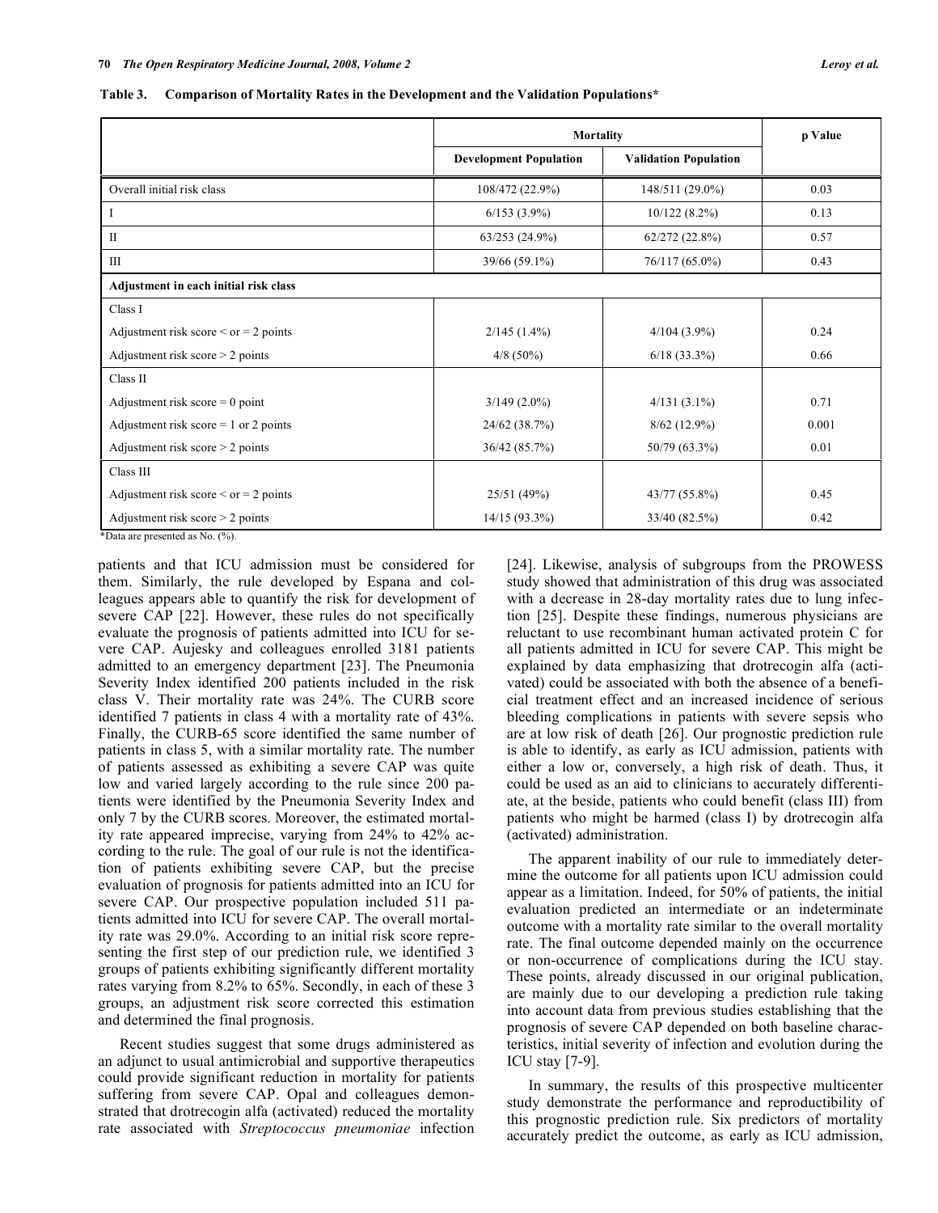**Table 3. Comparison of Mortality Rates in the Development and the Validation Populations***

| | Mortality | | p Value |
|---|---|---|---|
| | Development Population | Validation Population | |
| Overall initial risk class | 108/472 (22.9%) | 148/511 (29.0%) | 0.03 |
| I | 6/153 (3.9%) | 10/122 (8.2%) | 0.13 |
| II | 63/253 (24.9%) | 62/272 (22.8%) | 0.57 |
| III | 39/66 (59.1%) | 76/117 (65.0%) | 0.43 |
| **Adjustment in each initial risk class** | | | |
| Class I | | | |
| Adjustment risk score < or = 2 points | 2/145 (1.4%) | 4/104 (3.9%) | 0.24 |
| Adjustment risk score > 2 points | 4/8 (50%) | 6/18 (33.3%) | 0.66 |
| Class II | | | |
| Adjustment risk score = 0 point | 3/149 (2.0%) | 4/131 (3.1%) | 0.71 |
| Adjustment risk score = 1 or 2 points | 24/62 (38.7%) | 8/62 (12.9%) | 0.001 |
| Adjustment risk score > 2 points | 36/42 (85.7%) | 50/79 (63.3%) | 0.01 |
| Class III | | | |
| Adjustment risk score < or = 2 points | 25/51 (49%) | 43/77 (55.8%) | 0.45 |
| Adjustment risk score > 2 points | 14/15 (93.3%) | 33/40 (82.5%) | 0.42 |

*Data are presented as No. (%).

patients and that ICU admission must be considered for them. Similarly, the rule developed by Espana and colleagues appears able to quantify the risk for development of severe CAP [22]. However, these rules do not specifically evaluate the prognosis of patients admitted into ICU for severe CAP. Aujesky and colleagues enrolled 3181 patients admitted to an emergency department [23]. The Pneumonia Severity Index identified 200 patients included in the risk class V. Their mortality rate was 24%. The CURB score identified 7 patients in class 4 with a mortality rate of 43%. Finally, the CURB-65 score identified the same number of patients in class 5, with a similar mortality rate. The number of patients assessed as exhibiting a severe CAP was quite low and varied largely according to the rule since 200 patients were identified by the Pneumonia Severity Index and only 7 by the CURB scores. Moreover, the estimated mortality rate appeared imprecise, varying from 24% to 42% according to the rule. The goal of our rule is not the identification of patients exhibiting severe CAP, but the precise evaluation of prognosis for patients admitted into an ICU for severe CAP. Our prospective population included 511 patients admitted into ICU for severe CAP. The overall mortality rate was 29.0%. According to an initial risk score representing the first step of our prediction rule, we identified 3 groups of patients exhibiting significantly different mortality rates varying from 8.2% to 65%. Secondly, in each of these 3 groups, an adjustment risk score corrected this estimation and determined the final prognosis.

Recent studies suggest that some drugs administered as an adjunct to usual antimicrobial and supportive therapeutics could provide significant reduction in mortality for patients suffering from severe CAP. Opal and colleagues demonstrated that drotrecogin alfa (activated) reduced the mortality rate associated with *Streptococcus pneumoniae* infection [24]. Likewise, analysis of subgroups from the PROWESS study showed that administration of this drug was associated with a decrease in 28-day mortality rates due to lung infection [25]. Despite these findings, numerous physicians are reluctant to use recombinant human activated protein C for all patients admitted in ICU for severe CAP. This might be explained by data emphasizing that drotrecogin alfa (activated) could be associated with both the absence of a beneficial treatment effect and an increased incidence of serious bleeding complications in patients with severe sepsis who are at low risk of death [26]. Our prognostic prediction rule is able to identify, as early as ICU admission, patients with either a low or, conversely, a high risk of death. Thus, it could be used as an aid to clinicians to accurately differentiate, at the beside, patients who could benefit (class III) from patients who might be harmed (class I) by drotrecogin alfa (activated) administration.

The apparent inability of our rule to immediately determine the outcome for all patients upon ICU admission could appear as a limitation. Indeed, for 50% of patients, the initial evaluation predicted an intermediate or an indeterminate outcome with a mortality rate similar to the overall mortality rate. The final outcome depended mainly on the occurrence or non-occurrence of complications during the ICU stay. These points, already discussed in our original publication, are mainly due to our developing a prediction rule taking into account data from previous studies establishing that the prognosis of severe CAP depended on both baseline characteristics, initial severity of infection and evolution during the ICU stay [7-9].

In summary, the results of this prospective multicenter study demonstrate the performance and reproductibility of this prognostic prediction rule. Six predictors of mortality accurately predict the outcome, as early as ICU admission,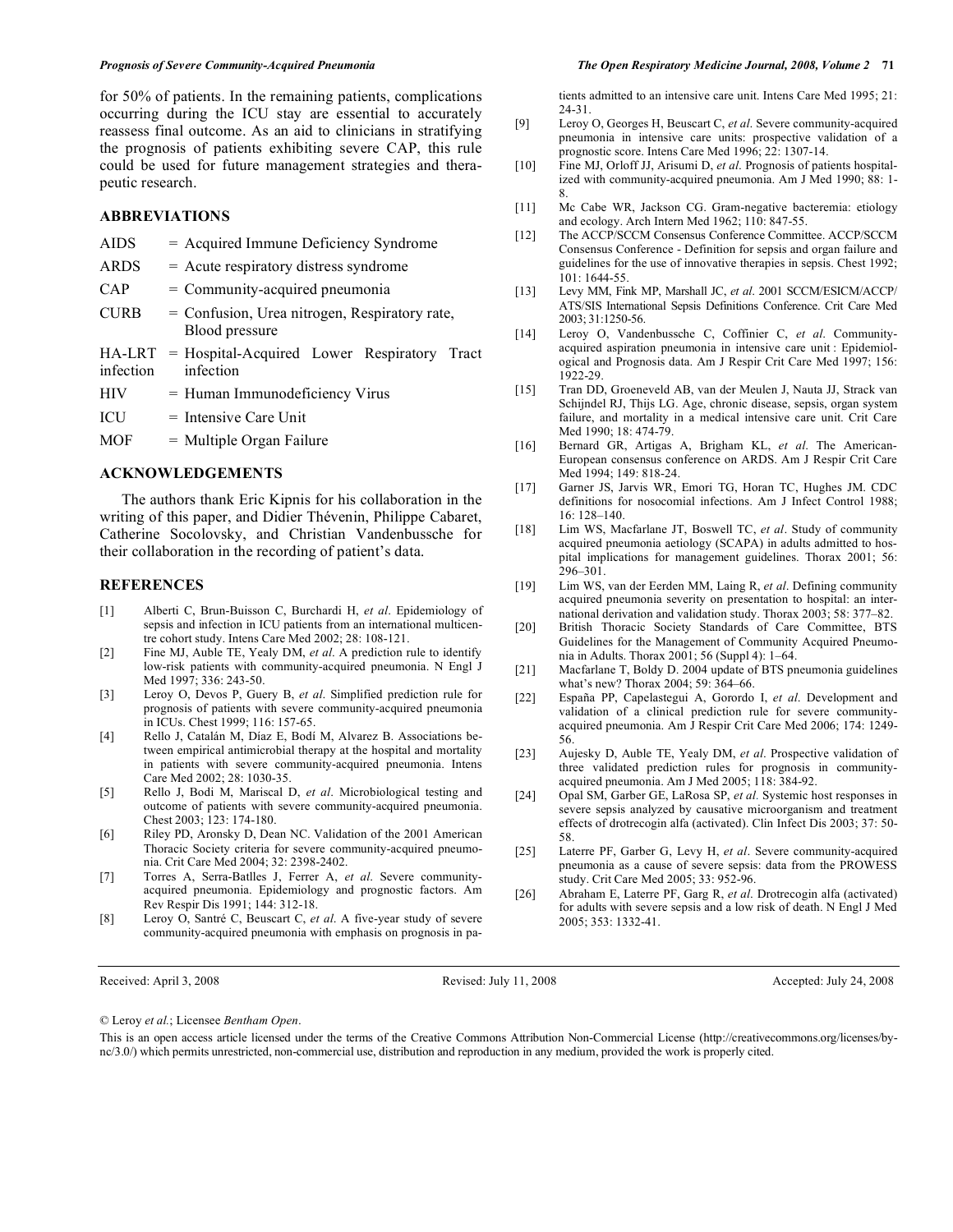for 50% of patients. In the remaining patients, complications occurring during the ICU stay are essential to accurately reassess final outcome. As an aid to clinicians in stratifying the prognosis of patients exhibiting severe CAP, this rule could be used for future management strategies and therapeutic research.

## ABBREVIATIONS

| | |
|---|---|
| AIDS | = Acquired Immune Deficiency Syndrome |
| ARDS | = Acute respiratory distress syndrome |
| CAP | = Community-acquired pneumonia |
| CURB | = Confusion, Urea nitrogen, Respiratory rate, Blood pressure |
| HA-LRT infection | = Hospital-Acquired Lower Respiratory Tract infection |
| HIV | = Human Immunodeficiency Virus |
| ICU | = Intensive Care Unit |
| MOF | = Multiple Organ Failure |

## ACKNOWLEDGEMENTS

The authors thank Eric Kipnis for his collaboration in the writing of this paper, and Didier Thévenin, Philippe Cabaret, Catherine Socolovsky, and Christian Vandenbussche for their collaboration in the recording of patient's data.

## REFERENCES

[1] Alberti C, Brun-Buisson C, Burchardi H, *et al*. Epidemiology of sepsis and infection in ICU patients from an international multicentre cohort study. Intens Care Med 2002; 28: 108-121.

[2] Fine MJ, Auble TE, Yealy DM, *et al*. A prediction rule to identify low-risk patients with community-acquired pneumonia. N Engl J Med 1997; 336: 243-50.

[3] Leroy O, Devos P, Guery B, *et al*. Simplified prediction rule for prognosis of patients with severe community-acquired pneumonia in ICUs. Chest 1999; 116: 157-65.

[4] Rello J, Catalán M, Díaz E, Bodí M, Alvarez B. Associations between empirical antimicrobial therapy at the hospital and mortality in patients with severe community-acquired pneumonia. Intens Care Med 2002; 28: 1030-35.

[5] Rello J, Bodi M, Mariscal D, *et al*. Microbiological testing and outcome of patients with severe community-acquired pneumonia. Chest 2003; 123: 174-180.

[6] Riley PD, Aronsky D, Dean NC. Validation of the 2001 American Thoracic Society criteria for severe community-acquired pneumonia. Crit Care Med 2004; 32: 2398-2402.

[7] Torres A, Serra-Batlles J, Ferrer A, *et al*. Severe community-acquired pneumonia. Epidemiology and prognostic factors. Am Rev Respir Dis 1991; 144: 312-18.

[8] Leroy O, Santré C, Beuscart C, *et al*. A five-year study of severe community-acquired pneumonia with emphasis on prognosis in patients admitted to an intensive care unit. Intens Care Med 1995; 21: 24-31.

[9] Leroy O, Georges H, Beuscart C, *et al.* Severe community-acquired pneumonia in intensive care units: prospective validation of a prognostic score. Intens Care Med 1996; 22: 1307-14.

[10] Fine MJ, Orloff JJ, Arisumi D, *et al*. Prognosis of patients hospitalized with community-acquired pneumonia. Am J Med 1990; 88: 1-8.

[11] Mc Cabe WR, Jackson CG. Gram-negative bacteremia: etiology and ecology. Arch Intern Med 1962; 110: 847-55.

[12] The ACCP/SCCM Consensus Conference Committee. ACCP/SCCM Consensus Conference - Definition for sepsis and organ failure and guidelines for the use of innovative therapies in sepsis. Chest 1992; 101: 1644-55.

[13] Levy MM, Fink MP, Marshall JC, *et al*. 2001 SCCM/ESICM/ACCP/ATS/SIS International Sepsis Definitions Conference. Crit Care Med 2003; 31:1250-56.

[14] Leroy O, Vandenbussche C, Coffinier C, *et al*. Community-acquired aspiration pneumonia in intensive care unit : Epidemiological and Prognosis data. Am J Respir Crit Care Med 1997; 156: 1922-29.

[15] Tran DD, Groeneveld AB, van der Meulen J, Nauta JJ, Strack van Schijndel RJ, Thijs LG. Age, chronic disease, sepsis, organ system failure, and mortality in a medical intensive care unit. Crit Care Med 1990; 18: 474-79.

[16] Bernard GR, Artigas A, Brigham KL, *et al*. The American-European consensus conference on ARDS. Am J Respir Crit Care Med 1994; 149: 818-24.

[17] Garner JS, Jarvis WR, Emori TG, Horan TC, Hughes JM. CDC definitions for nosocomial infections. Am J Infect Control 1988; 16: 128–140.

[18] Lim WS, Macfarlane JT, Boswell TC, *et al*. Study of community acquired pneumonia aetiology (SCAPA) in adults admitted to hospital implications for management guidelines. Thorax 2001; 56: 296–301.

[19] Lim WS, van der Eerden MM, Laing R, *et al*. Defining community acquired pneumonia severity on presentation to hospital: an international derivation and validation study. Thorax 2003; 58: 377–82.

[20] British Thoracic Society Standards of Care Committee, BTS Guidelines for the Management of Community Acquired Pneumonia in Adults. Thorax 2001; 56 (Suppl 4): 1–64.

[21] Macfarlane T, Boldy D. 2004 update of BTS pneumonia guidelines what's new? Thorax 2004; 59: 364–66.

[22] España PP, Capelastegui A, Gorordo I, *et al.* Development and validation of a clinical prediction rule for severe community-acquired pneumonia. Am J Respir Crit Care Med 2006; 174: 1249-56.

[23] Aujesky D, Auble TE, Yealy DM, *et al*. Prospective validation of three validated prediction rules for prognosis in community-acquired pneumonia. Am J Med 2005; 118: 384-92.

[24] Opal SM, Garber GE, LaRosa SP, *et al.* Systemic host responses in severe sepsis analyzed by causative microorganism and treatment effects of drotrecogin alfa (activated). Clin Infect Dis 2003; 37: 50-58.

[25] Laterre PF, Garber G, Levy H, *et al*. Severe community-acquired pneumonia as a cause of severe sepsis: data from the PROWESS study. Crit Care Med 2005; 33: 952-96.

[26] Abraham E, Laterre PF, Garg R, *et al*. Drotrecogin alfa (activated) for adults with severe sepsis and a low risk of death. N Engl J Med 2005; 353: 1332-41.

Received: April 3, 2008 Revised: July 11, 2008 Accepted: July 24, 2008

© Leroy *et al.*; Licensee *Bentham Open*.

This is an open access article licensed under the terms of the Creative Commons Attribution Non-Commercial License (http://creativecommons.org/licenses/by-nc/3.0/) which permits unrestricted, non-commercial use, distribution and reproduction in any medium, provided the work is properly cited.